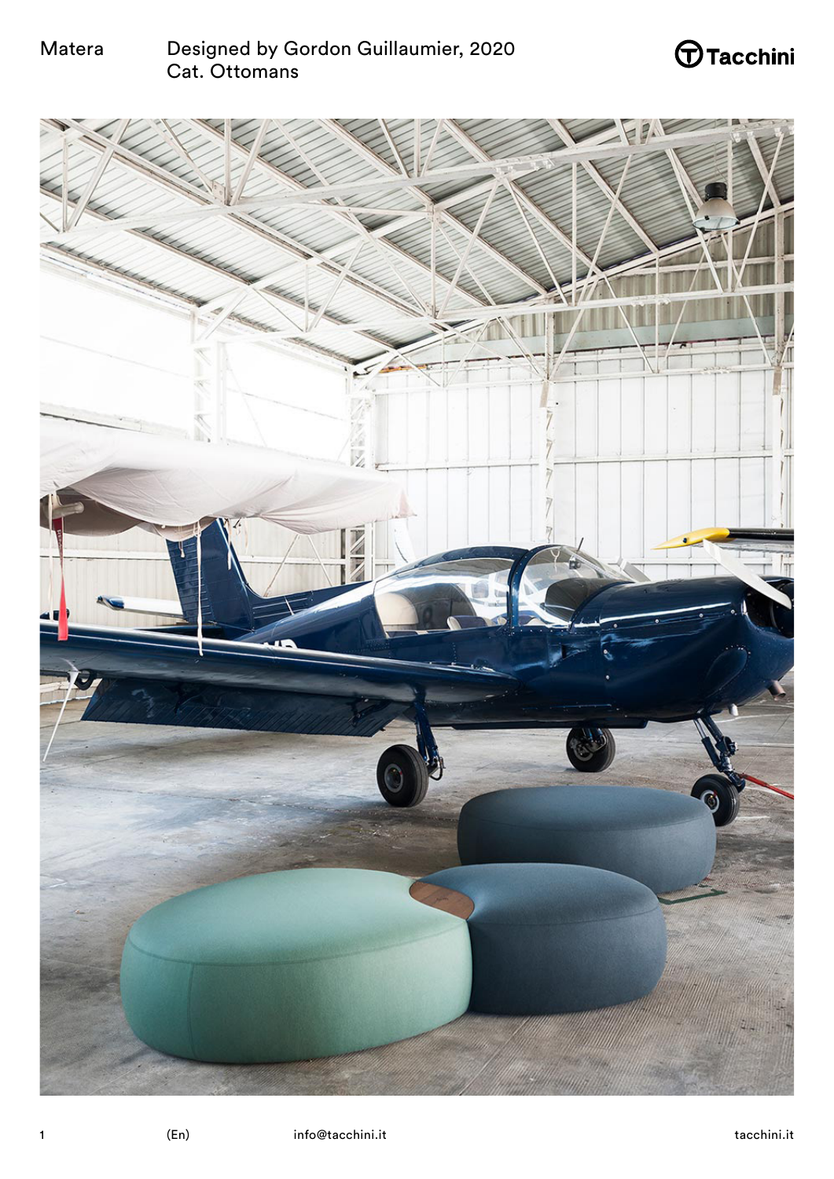Matera

Designed by Gordon Guillaumier, 2020
Cat. Ottomans

Tacchini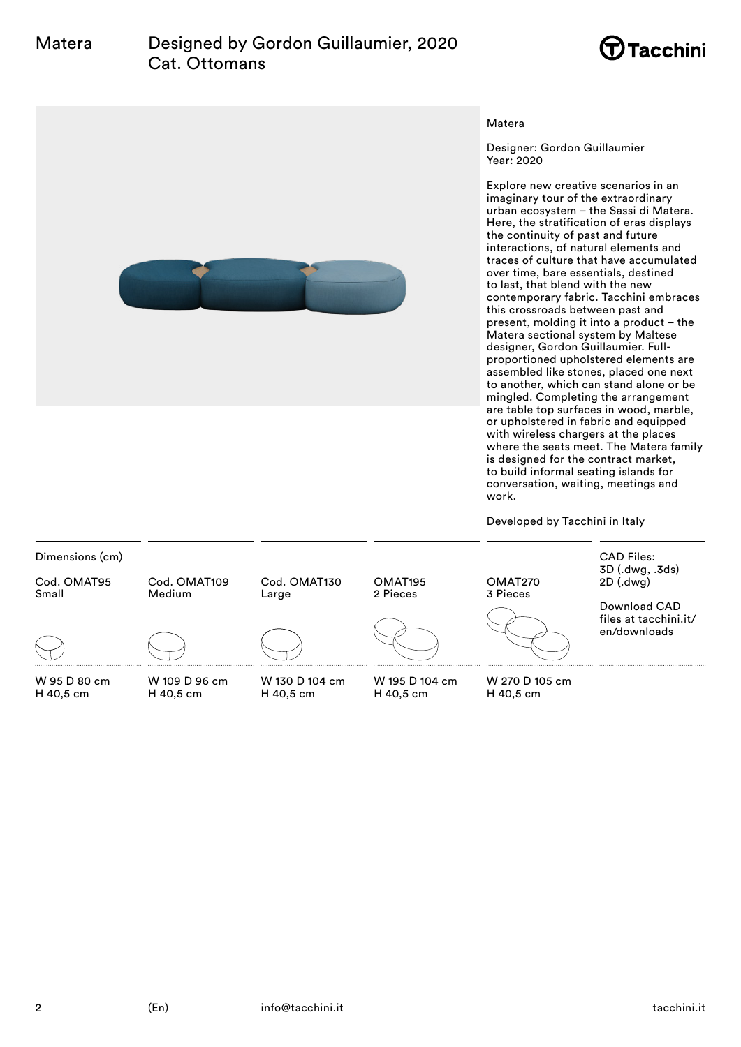# Matera

## Designed by Gordon Guillaumier, 2020
Cat. Ottomans

Matera

Designer: Gordon Guillaumier
Year: 2020

Explore new creative scenarios in an imaginary tour of the extraordinary urban ecosystem – the Sassi di Matera. Here, the stratification of eras displays the continuity of past and future interactions, of natural elements and traces of culture that have accumulated over time, bare essentials, destined to last, that blend with the new contemporary fabric. Tacchini embraces this crossroads between past and present, molding it into a product – the Matera sectional system by Maltese designer, Gordon Guillaumier. Full-proportioned upholstered elements are assembled like stones, placed one next to another, which can stand alone or be mingled. Completing the arrangement are table top surfaces in wood, marble, or upholstered in fabric and equipped with wireless chargers at the places where the seats meet. The Matera family is designed for the contract market, to build informal seating islands for conversation, waiting, meetings and work.

Developed by Tacchini in Italy

Dimensions (cm)

| Cod. OMAT95 Small | Cod. OMAT109 Medium | Cod. OMAT130 Large | OMAT195 2 Pieces | OMAT270 3 Pieces |
|---|---|---|---|---|
| W 95 D 80 cm H 40,5 cm | W 109 D 96 cm H 40,5 cm | W 130 D 104 cm H 40,5 cm | W 195 D 104 cm H 40,5 cm | W 270 D 105 cm H 40,5 cm |

CAD Files:
3D (.dwg, .3ds)
2D (.dwg)

Download CAD files at tacchini.it/en/downloads

(En)

info@tacchini.it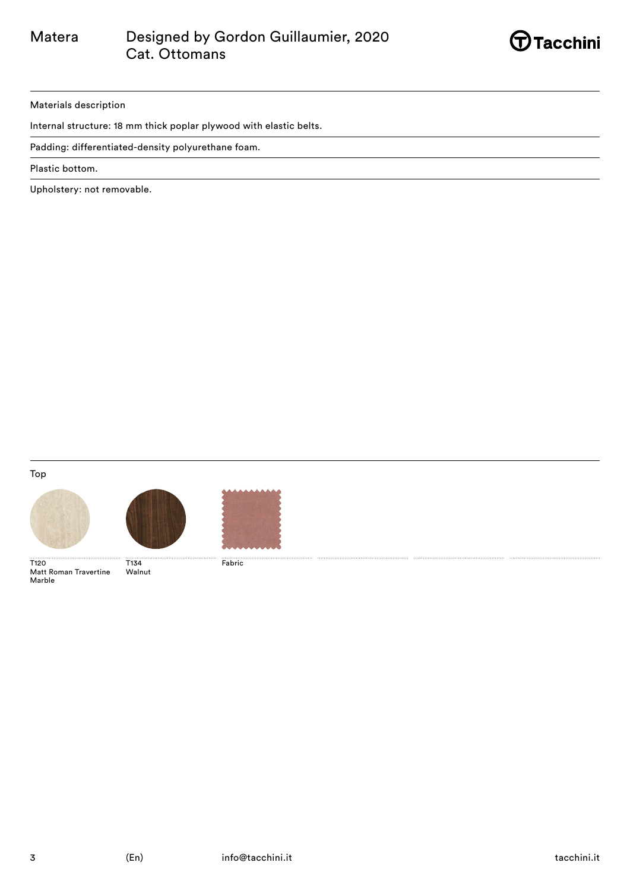Matera — Designed by Gordon Guillaumier, 2020
Cat. Ottomans

Materials description

Internal structure: 18 mm thick poplar plywood with elastic belts.

Padding: differentiated-density polyurethane foam.

Plastic bottom.

Upholstery: not removable.

Top

T120
Matt Roman Travertine Marble

T134
Walnut

Fabric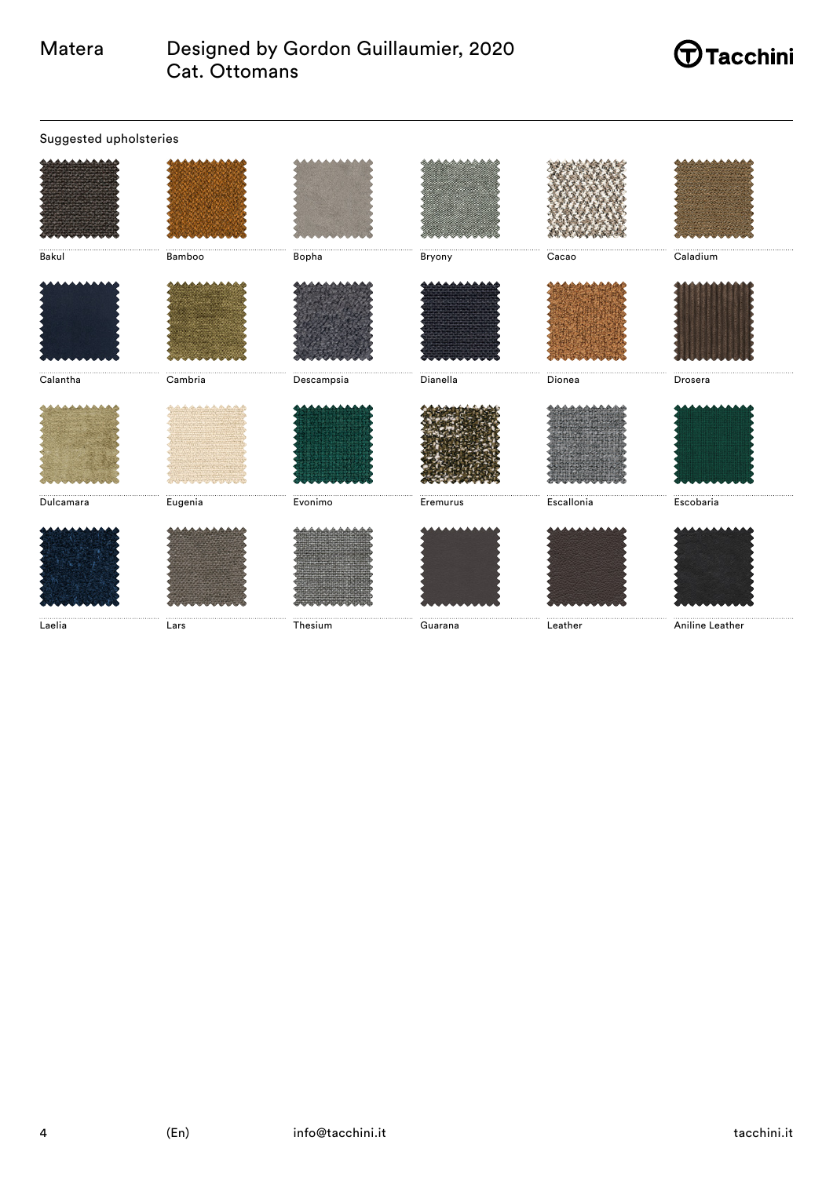Matera

Designed by Gordon Guillaumier, 2020
Cat. Ottomans

## Suggested upholsteries

| | | | | | |
|---|---|---|---|---|---|
| Bakul | Bamboo | Bopha | Bryony | Cacao | Caladium |
| Calantha | Cambria | Descampsia | Dianella | Dionea | Drosera |
| Dulcamara | Eugenia | Evonimo | Eremurus | Escallonia | Escobaria |
| Laelia | Lars | Thesium | Guarana | Leather | Aniline Leather |

(En) info@tacchini.it tacchini.it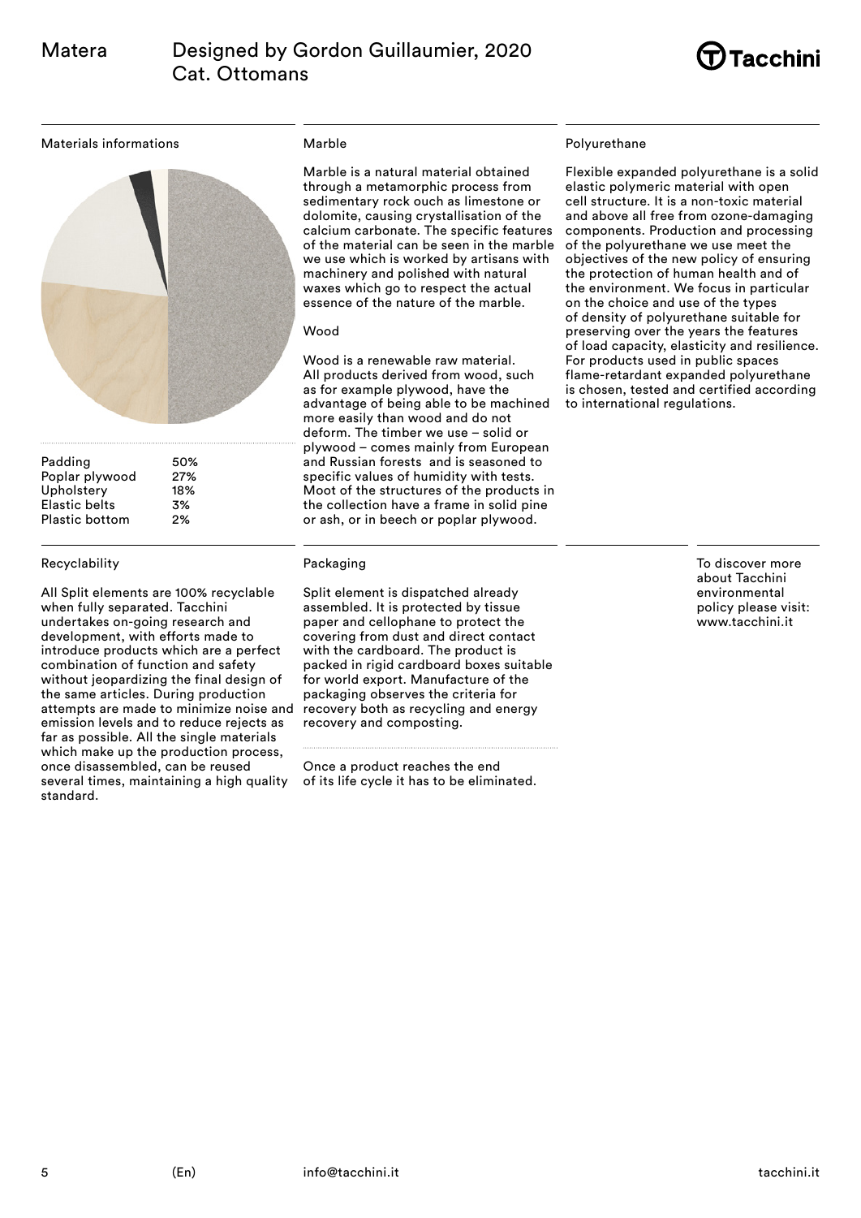# Matera

## Designed by Gordon Guillaumier, 2020
Cat. Ottomans

### Materials informations

| Material | % |
|---|---|
| Padding | 50% |
| Poplar plywood | 27% |
| Upholstery | 18% |
| Elastic belts | 3% |
| Plastic bottom | 2% |

### Marble

Marble is a natural material obtained through a metamorphic process from sedimentary rock ouch as limestone or dolomite, causing crystallisation of the calcium carbonate. The specific features of the material can be seen in the marble we use which is worked by artisans with machinery and polished with natural waxes which go to respect the actual essence of the nature of the marble.

### Wood

Wood is a renewable raw material. All products derived from wood, such as for example plywood, have the advantage of being able to be machined more easily than wood and do not deform. The timber we use – solid or plywood – comes mainly from European and Russian forests and is seasoned to specific values of humidity with tests. Moot of the structures of the products in the collection have a frame in solid pine or ash, or in beech or poplar plywood.

### Polyurethane

Flexible expanded polyurethane is a solid elastic polymeric material with open cell structure. It is a non-toxic material and above all free from ozone-damaging components. Production and processing of the polyurethane we use meet the objectives of the new policy of ensuring the protection of human health and of the environment. We focus in particular on the choice and use of the types of density of polyurethane suitable for preserving over the years the features of load capacity, elasticity and resilience. For products used in public spaces flame-retardant expanded polyurethane is chosen, tested and certified according to international regulations.

### Recyclability

All Split elements are 100% recyclable when fully separated. Tacchini undertakes on-going research and development, with efforts made to introduce products which are a perfect combination of function and safety without jeopardizing the final design of the same articles. During production attempts are made to minimize noise and emission levels and to reduce rejects as far as possible. All the single materials which make up the production process, once disassembled, can be reused several times, maintaining a high quality standard.

### Packaging

Split element is dispatched already assembled. It is protected by tissue paper and cellophane to protect the covering from dust and direct contact with the cardboard. The product is packed in rigid cardboard boxes suitable for world export. Manufacture of the packaging observes the criteria for recovery both as recycling and energy recovery and composting.

Once a product reaches the end of its life cycle it has to be eliminated.

To discover more about Tacchini environmental policy please visit: www.tacchini.it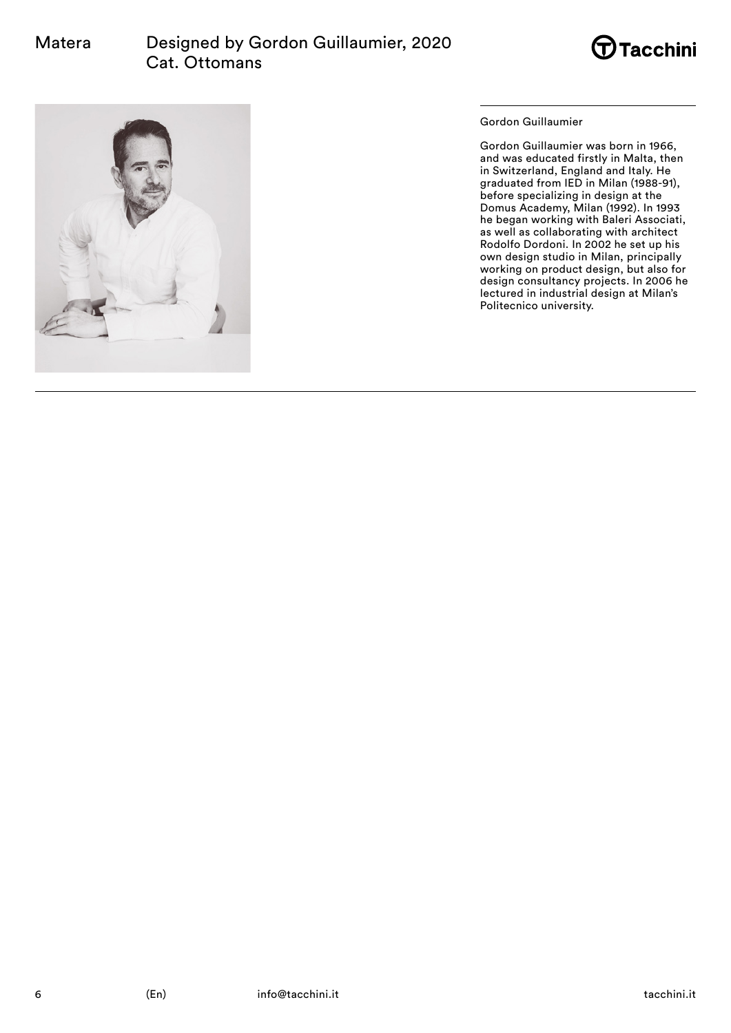Matera Designed by Gordon Guillaumier, 2020
Cat. Ottomans

## Gordon Guillaumier

Gordon Guillaumier was born in 1966, and was educated firstly in Malta, then in Switzerland, England and Italy. He graduated from IED in Milan (1988-91), before specializing in design at the Domus Academy, Milan (1992). In 1993 he began working with Baleri Associati, as well as collaborating with architect Rodolfo Dordoni. In 2002 he set up his own design studio in Milan, principally working on product design, but also for design consultancy projects. In 2006 he lectured in industrial design at Milan's Politecnico university.